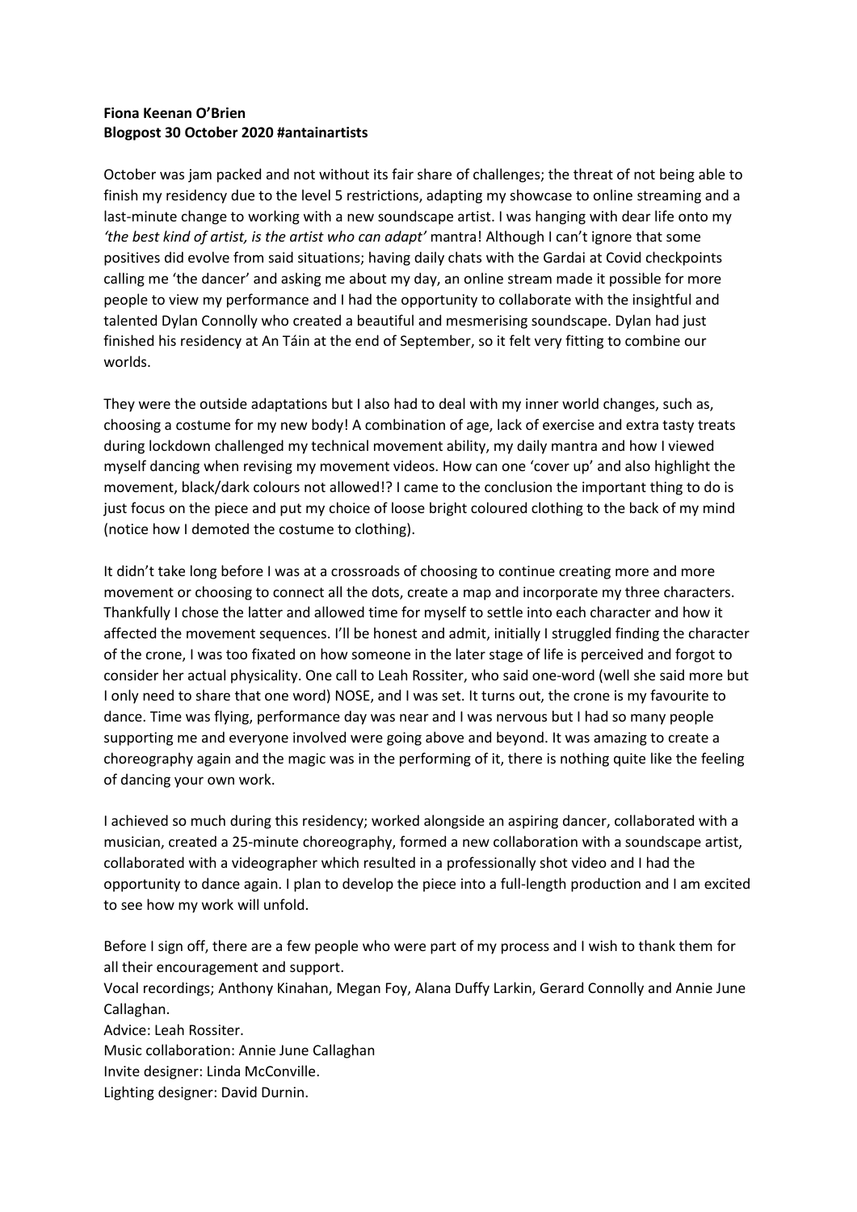**Fiona Keenan O'Brien**
**Blogpost 30 October 2020 #antainartists**

October was jam packed and not without its fair share of challenges; the threat of not being able to finish my residency due to the level 5 restrictions, adapting my showcase to online streaming and a last-minute change to working with a new soundscape artist. I was hanging with dear life onto my *'the best kind of artist, is the artist who can adapt'* mantra! Although I can't ignore that some positives did evolve from said situations; having daily chats with the Gardai at Covid checkpoints calling me 'the dancer' and asking me about my day, an online stream made it possible for more people to view my performance and I had the opportunity to collaborate with the insightful and talented Dylan Connolly who created a beautiful and mesmerising soundscape. Dylan had just finished his residency at An Táin at the end of September, so it felt very fitting to combine our worlds.

They were the outside adaptations but I also had to deal with my inner world changes, such as, choosing a costume for my new body! A combination of age, lack of exercise and extra tasty treats during lockdown challenged my technical movement ability, my daily mantra and how I viewed myself dancing when revising my movement videos. How can one 'cover up' and also highlight the movement, black/dark colours not allowed!? I came to the conclusion the important thing to do is just focus on the piece and put my choice of loose bright coloured clothing to the back of my mind (notice how I demoted the costume to clothing).

It didn't take long before I was at a crossroads of choosing to continue creating more and more movement or choosing to connect all the dots, create a map and incorporate my three characters. Thankfully I chose the latter and allowed time for myself to settle into each character and how it affected the movement sequences. I'll be honest and admit, initially I struggled finding the character of the crone, I was too fixated on how someone in the later stage of life is perceived and forgot to consider her actual physicality. One call to Leah Rossiter, who said one-word (well she said more but I only need to share that one word) NOSE, and I was set. It turns out, the crone is my favourite to dance. Time was flying, performance day was near and I was nervous but I had so many people supporting me and everyone involved were going above and beyond. It was amazing to create a choreography again and the magic was in the performing of it, there is nothing quite like the feeling of dancing your own work.

I achieved so much during this residency; worked alongside an aspiring dancer, collaborated with a musician, created a 25-minute choreography, formed a new collaboration with a soundscape artist, collaborated with a videographer which resulted in a professionally shot video and I had the opportunity to dance again. I plan to develop the piece into a full-length production and I am excited to see how my work will unfold.

Before I sign off, there are a few people who were part of my process and I wish to thank them for all their encouragement and support.
Vocal recordings; Anthony Kinahan, Megan Foy, Alana Duffy Larkin, Gerard Connolly and Annie June Callaghan.
Advice: Leah Rossiter.
Music collaboration: Annie June Callaghan
Invite designer: Linda McConville.
Lighting designer: David Durnin.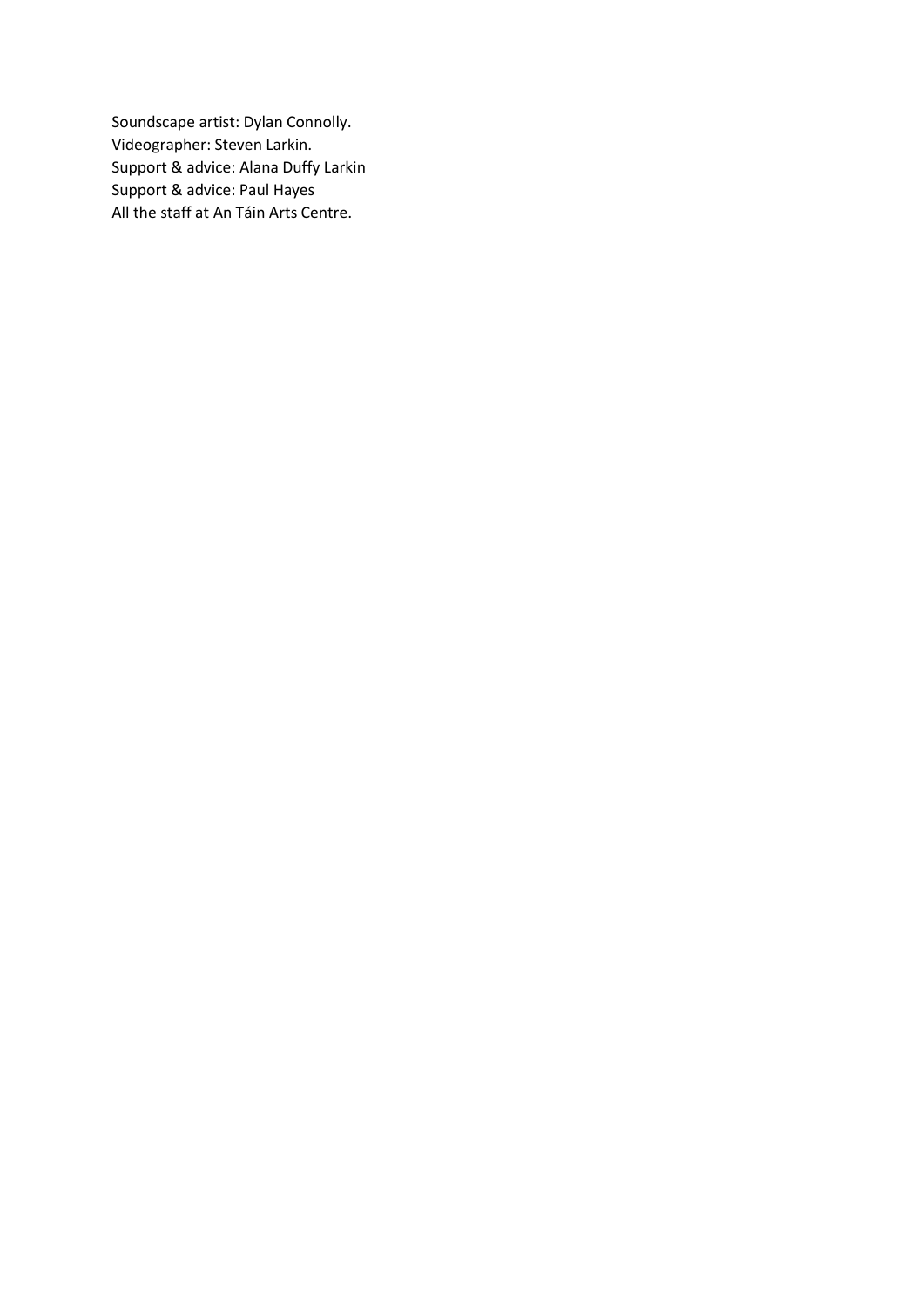Soundscape artist: Dylan Connolly.
Videographer: Steven Larkin.
Support & advice: Alana Duffy Larkin
Support & advice: Paul Hayes
All the staff at An Táin Arts Centre.